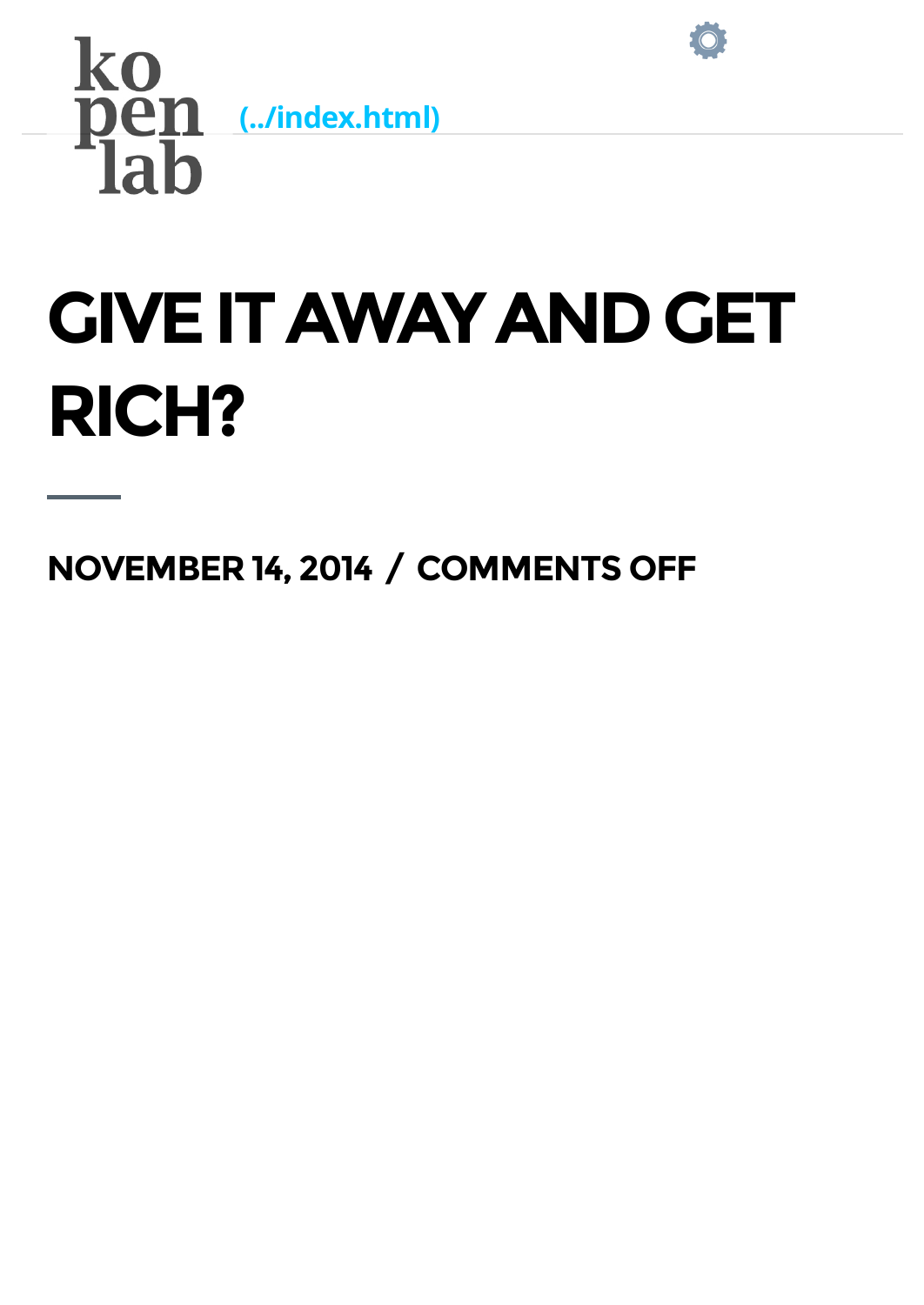kopenlab (../index.html)

# GIVE IT AWAY AND GET RICH?

NOVEMBER 14, 2014 / COMMENTS OFF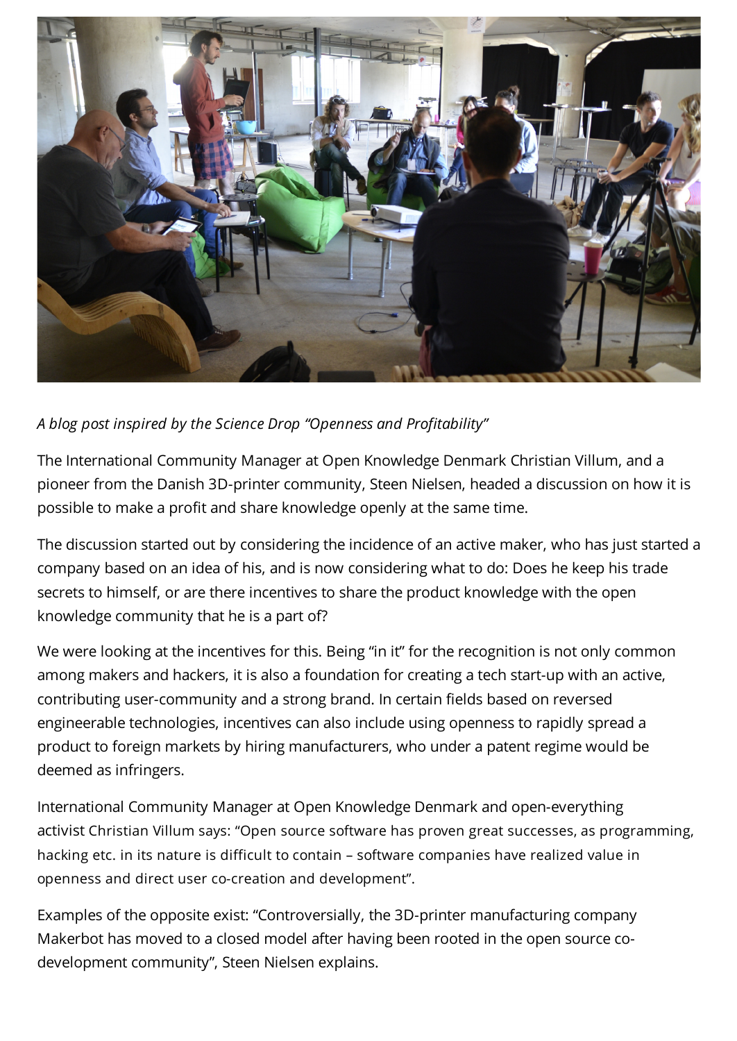*A blog post inspired by the Science Drop "Openness and Profitability"*

The International Community Manager at Open Knowledge Denmark Christian Villum, and a pioneer from the Danish 3D-printer community, Steen Nielsen, headed a discussion on how it is possible to make a profit and share knowledge openly at the same time.

The discussion started out by considering the incidence of an active maker, who has just started a company based on an idea of his, and is now considering what to do: Does he keep his trade secrets to himself, or are there incentives to share the product knowledge with the open knowledge community that he is a part of?

We were looking at the incentives for this. Being "in it" for the recognition is not only common among makers and hackers, it is also a foundation for creating a tech start-up with an active, contributing user-community and a strong brand. In certain fields based on reversed engineerable technologies, incentives can also include using openness to rapidly spread a product to foreign markets by hiring manufacturers, who under a patent regime would be deemed as infringers.

International Community Manager at Open Knowledge Denmark and open-everything activist Christian Villum says: "Open source software has proven great successes, as programming, hacking etc. in its nature is difficult to contain – software companies have realized value in openness and direct user co-creation and development".

Examples of the opposite exist: "Controversially, the 3D-printer manufacturing company Makerbot has moved to a closed model after having been rooted in the open source co-development community", Steen Nielsen explains.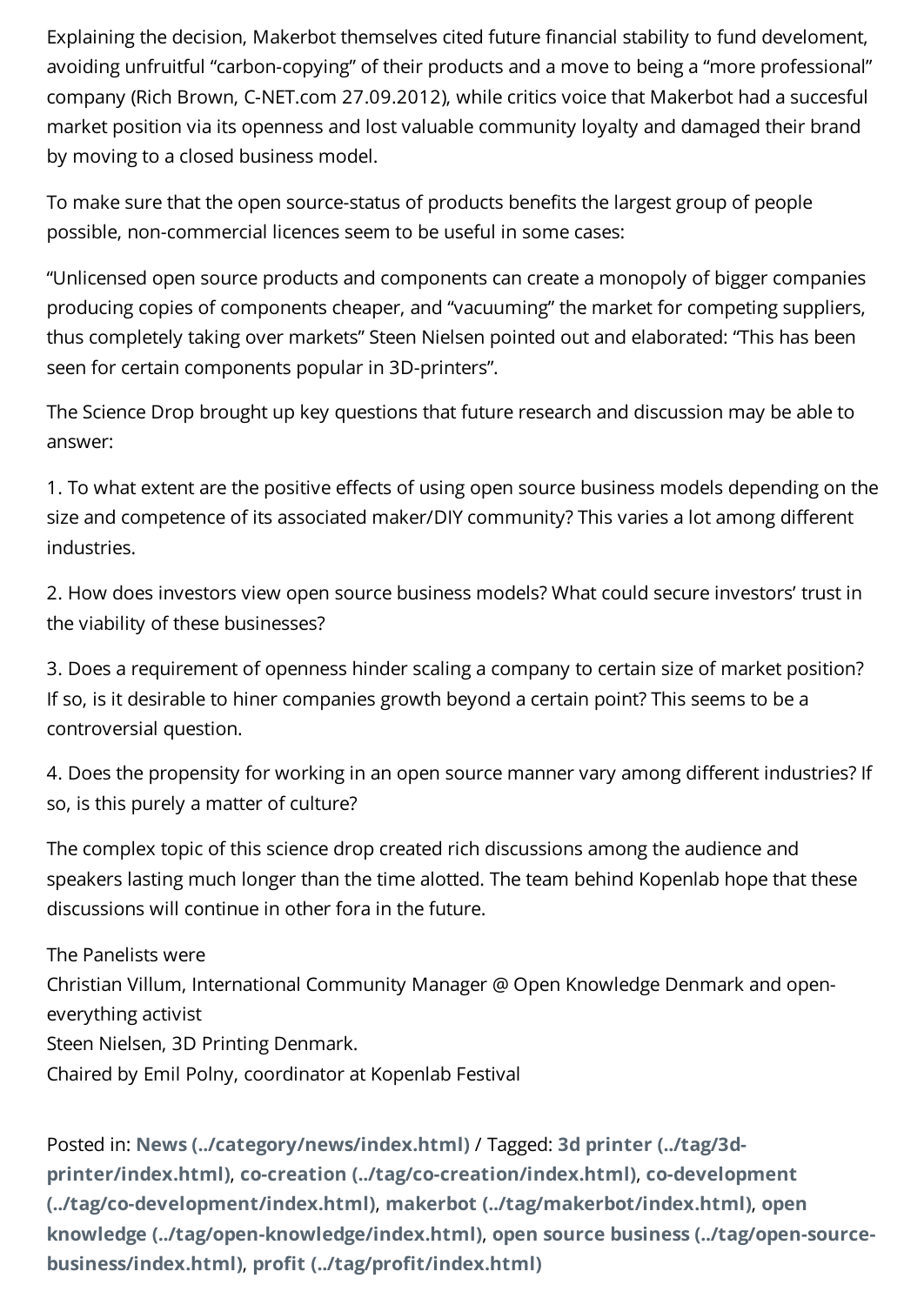Explaining the decision, Makerbot themselves cited future financial stability to fund develoment, avoiding unfruitful "carbon-copying" of their products and a move to being a "more professional" company (Rich Brown, C-NET.com 27.09.2012), while critics voice that Makerbot had a succesful market position via its openness and lost valuable community loyalty and damaged their brand by moving to a closed business model.

To make sure that the open source-status of products benefits the largest group of people possible, non-commercial licences seem to be useful in some cases:

"Unlicensed open source products and components can create a monopoly of bigger companies producing copies of components cheaper, and "vacuuming" the market for competing suppliers, thus completely taking over markets" Steen Nielsen pointed out and elaborated: "This has been seen for certain components popular in 3D-printers".

The Science Drop brought up key questions that future research and discussion may be able to answer:

1. To what extent are the positive effects of using open source business models depending on the size and competence of its associated maker/DIY community? This varies a lot among different industries.

2. How does investors view open source business models? What could secure investors' trust in the viability of these businesses?

3. Does a requirement of openness hinder scaling a company to certain size of market position? If so, is it desirable to hiner companies growth beyond a certain point? This seems to be a controversial question.

4. Does the propensity for working in an open source manner vary among different industries? If so, is this purely a matter of culture?

The complex topic of this science drop created rich discussions among the audience and speakers lasting much longer than the time alotted. The team behind Kopenlab hope that these discussions will continue in other fora in the future.

The Panelists were
Christian Villum, International Community Manager @ Open Knowledge Denmark and open-everything activist
Steen Nielsen, 3D Printing Denmark.
Chaired by Emil Polny, coordinator at Kopenlab Festival

Posted in: **News (../category/news/index.html)** / Tagged: **3d printer (../tag/3d-printer/index.html)**, **co-creation (../tag/co-creation/index.html)**, **co-development (../tag/co-development/index.html)**, **makerbot (../tag/makerbot/index.html)**, **open knowledge (../tag/open-knowledge/index.html)**, **open source business (../tag/open-source-business/index.html)**, **profit (../tag/profit/index.html)**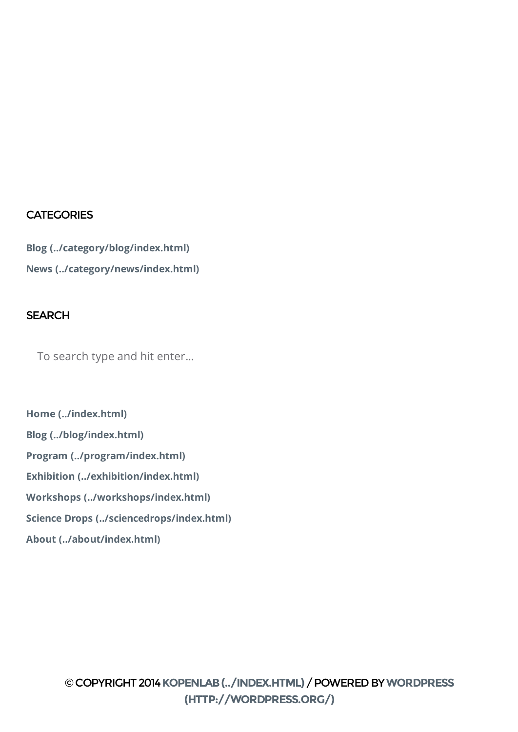## CATEGORIES

**Blog (../category/blog/index.html)**

**News (../category/news/index.html)**

## SEARCH

To search type and hit enter...

**Home (../index.html)**

**Blog (../blog/index.html)**

**Program (../program/index.html)**

**Exhibition (../exhibition/index.html)**

**Workshops (../workshops/index.html)**

**Science Drops (../sciencedrops/index.html)**

**About (../about/index.html)**

© COPYRIGHT 2014 KOPENLAB (../INDEX.HTML) / POWERED BY WORDPRESS (HTTP://WORDPRESS.ORG/)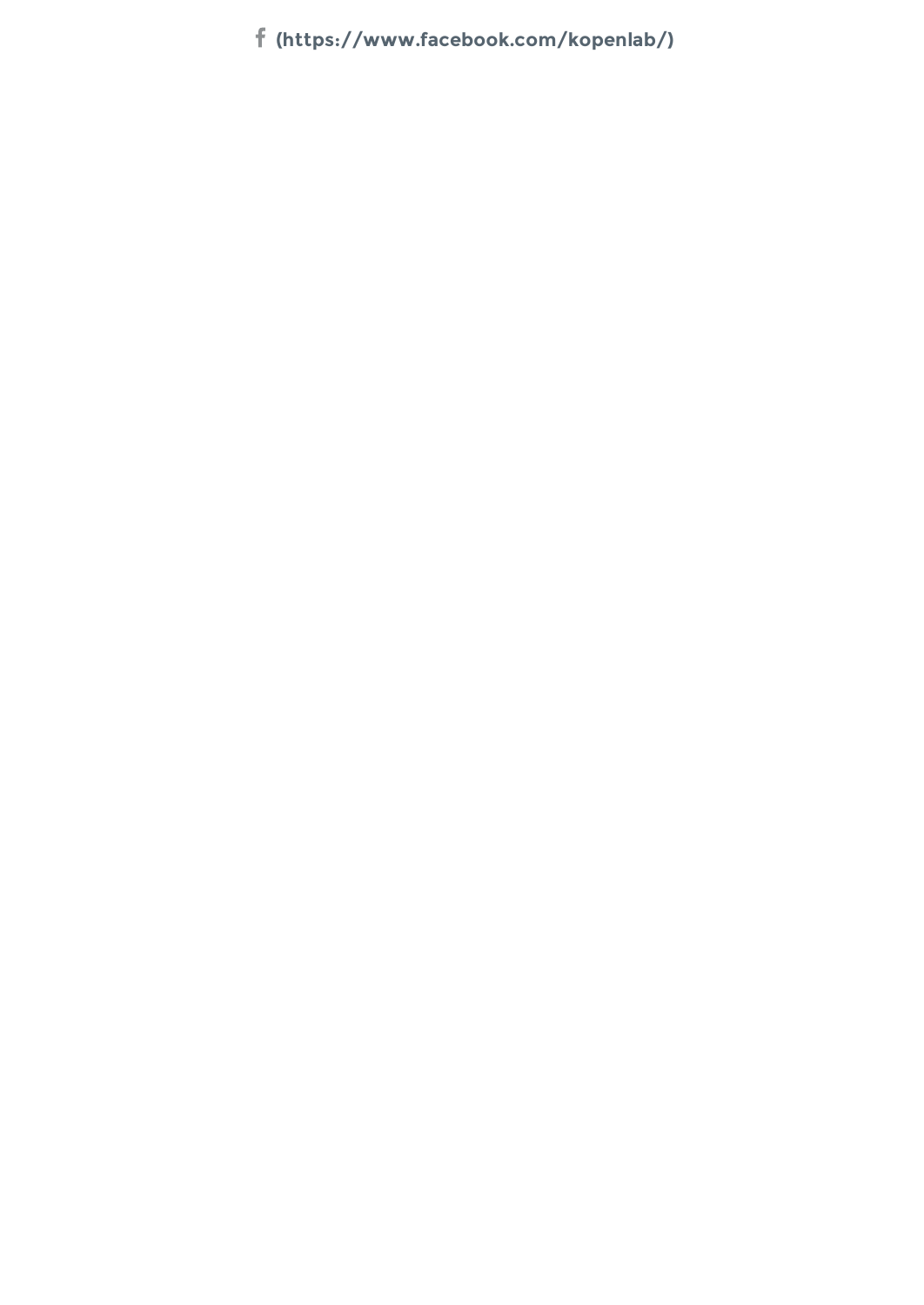f (https://www.facebook.com/kopenlab/)